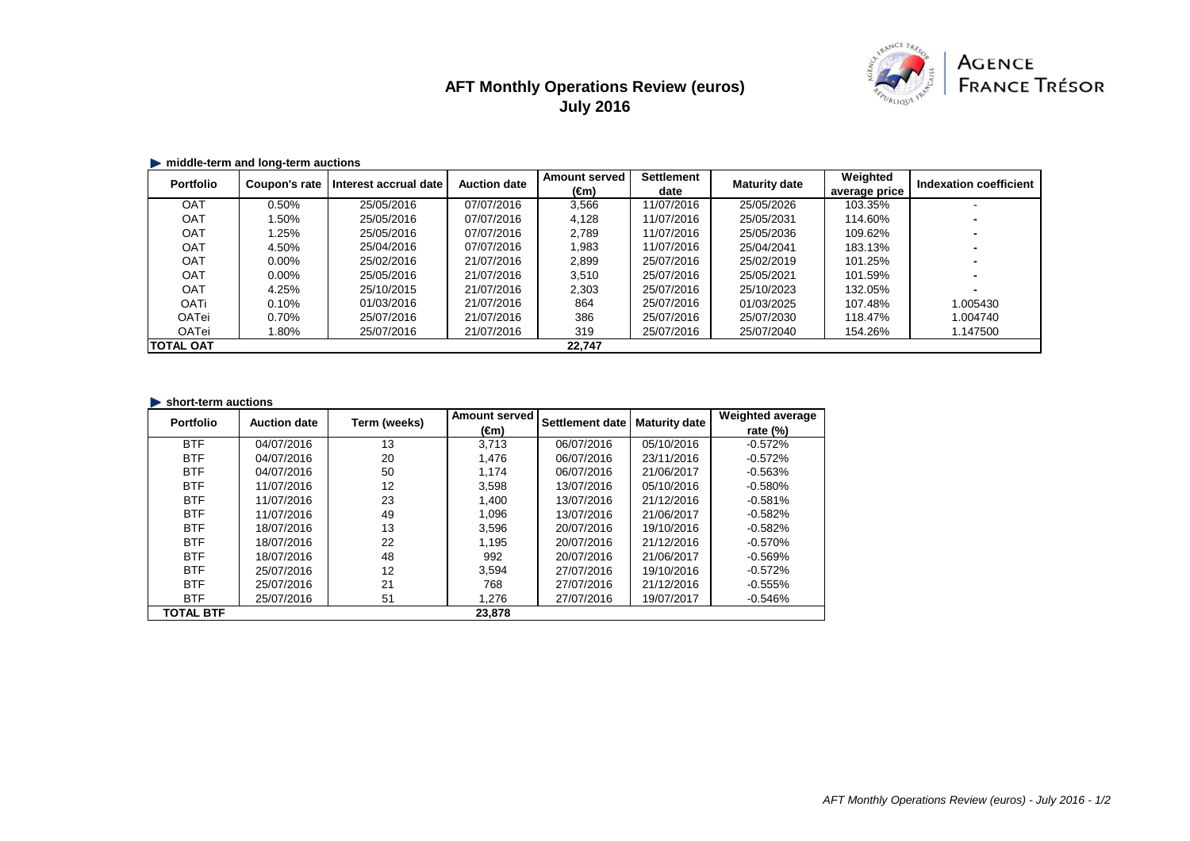# AFT Monthly Operations Review (euros)
## July 2016

AGENCE FRANCE TRÉSOR

### middle-term and long-term auctions

| Portfolio | Coupon's rate | Interest accrual date | Auction date | Amount served (€m) | Settlement date | Maturity date | Weighted average price | Indexation coefficient |
|---|---|---|---|---|---|---|---|---|
| OAT | 0.50% | 25/05/2016 | 07/07/2016 | 3,566 | 11/07/2016 | 25/05/2026 | 103.35% | - |
| OAT | 1.50% | 25/05/2016 | 07/07/2016 | 4,128 | 11/07/2016 | 25/05/2031 | 114.60% | - |
| OAT | 1.25% | 25/05/2016 | 07/07/2016 | 2,789 | 11/07/2016 | 25/05/2036 | 109.62% | - |
| OAT | 4.50% | 25/04/2016 | 07/07/2016 | 1,983 | 11/07/2016 | 25/04/2041 | 183.13% | - |
| OAT | 0.00% | 25/02/2016 | 21/07/2016 | 2,899 | 25/07/2016 | 25/02/2019 | 101.25% | - |
| OAT | 0.00% | 25/05/2016 | 21/07/2016 | 3,510 | 25/07/2016 | 25/05/2021 | 101.59% | - |
| OAT | 4.25% | 25/10/2015 | 21/07/2016 | 2,303 | 25/07/2016 | 25/10/2023 | 132.05% | - |
| OATi | 0.10% | 01/03/2016 | 21/07/2016 | 864 | 25/07/2016 | 01/03/2025 | 107.48% | 1.005430 |
| OATei | 0.70% | 25/07/2016 | 21/07/2016 | 386 | 25/07/2016 | 25/07/2030 | 118.47% | 1.004740 |
| OATei | 1.80% | 25/07/2016 | 21/07/2016 | 319 | 25/07/2016 | 25/07/2040 | 154.26% | 1.147500 |
| **TOTAL OAT** | | | | **22,747** | | | | |

### short-term auctions

| Portfolio | Auction date | Term (weeks) | Amount served (€m) | Settlement date | Maturity date | Weighted average rate (%) |
|---|---|---|---|---|---|---|
| BTF | 04/07/2016 | 13 | 3,713 | 06/07/2016 | 05/10/2016 | -0.572% |
| BTF | 04/07/2016 | 20 | 1,476 | 06/07/2016 | 23/11/2016 | -0.572% |
| BTF | 04/07/2016 | 50 | 1,174 | 06/07/2016 | 21/06/2017 | -0.563% |
| BTF | 11/07/2016 | 12 | 3,598 | 13/07/2016 | 05/10/2016 | -0.580% |
| BTF | 11/07/2016 | 23 | 1,400 | 13/07/2016 | 21/12/2016 | -0.581% |
| BTF | 11/07/2016 | 49 | 1,096 | 13/07/2016 | 21/06/2017 | -0.582% |
| BTF | 18/07/2016 | 13 | 3,596 | 20/07/2016 | 19/10/2016 | -0.582% |
| BTF | 18/07/2016 | 22 | 1,195 | 20/07/2016 | 21/12/2016 | -0.570% |
| BTF | 18/07/2016 | 48 | 992 | 20/07/2016 | 21/06/2017 | -0.569% |
| BTF | 25/07/2016 | 12 | 3,594 | 27/07/2016 | 19/10/2016 | -0.572% |
| BTF | 25/07/2016 | 21 | 768 | 27/07/2016 | 21/12/2016 | -0.555% |
| BTF | 25/07/2016 | 51 | 1,276 | 27/07/2016 | 19/07/2017 | -0.546% |
| **TOTAL BTF** | | | **23,878** | | | |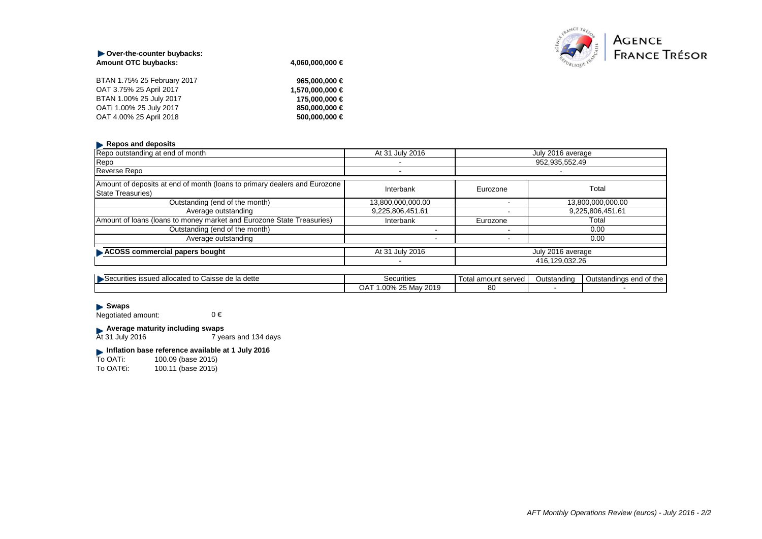## Over-the-counter buybacks:

**Amount OTC buybacks:** **4,060,000,000 €**

| | |
|---|---|
| BTAN 1.75% 25 February 2017 | **965,000,000 €** |
| OAT 3.75% 25 April 2017 | **1,570,000,000 €** |
| BTAN 1.00% 25 July 2017 | **175,000,000 €** |
| OATi 1.00% 25 July 2017 | **850,000,000 €** |
| OAT 4.00% 25 April 2018 | **500,000,000 €** |

## Repos and deposits

| Repo outstanding at end of month | At 31 July 2016 | July 2016 average | |
|---|---|---|---|
| Repo | - | 952,935,552.49 | |
| Reverse Repo | - | - | |

| Amount of deposits at end of month (loans to primary dealers and Eurozone State Treasuries) | Interbank | Eurozone | Total |
|---|---|---|---|
| Outstanding (end of the month) | 13,800,000,000.00 | - | 13,800,000,000.00 |
| Average outstanding | 9,225,806,451.61 | - | 9,225,806,451.61 |
| **Amount of loans (loans to money market and Eurozone State Treasuries)** | **Interbank** | **Eurozone** | **Total** |
| Outstanding (end of the month) | - | - | 0.00 |
| Average outstanding | - | - | 0.00 |

| ACOSS commercial papers bought | At 31 July 2016 | July 2016 average |
|---|---|---|
| | - | 416,129,032.26 |

| Securities issued allocated to Caisse de la dette | Securities | Total amount served | Outstanding | Outstandings end of the |
|---|---|---|---|---|
| | OAT 1.00% 25 May 2019 | 80 | - | - |

## Swaps

Negotiated amount: 0 €

## Average maturity including swaps

At 31 July 2016 7 years and 134 days

## Inflation base reference available at 1 July 2016

To OATi: 100.09 (base 2015)

To OAT€i: 100.11 (base 2015)